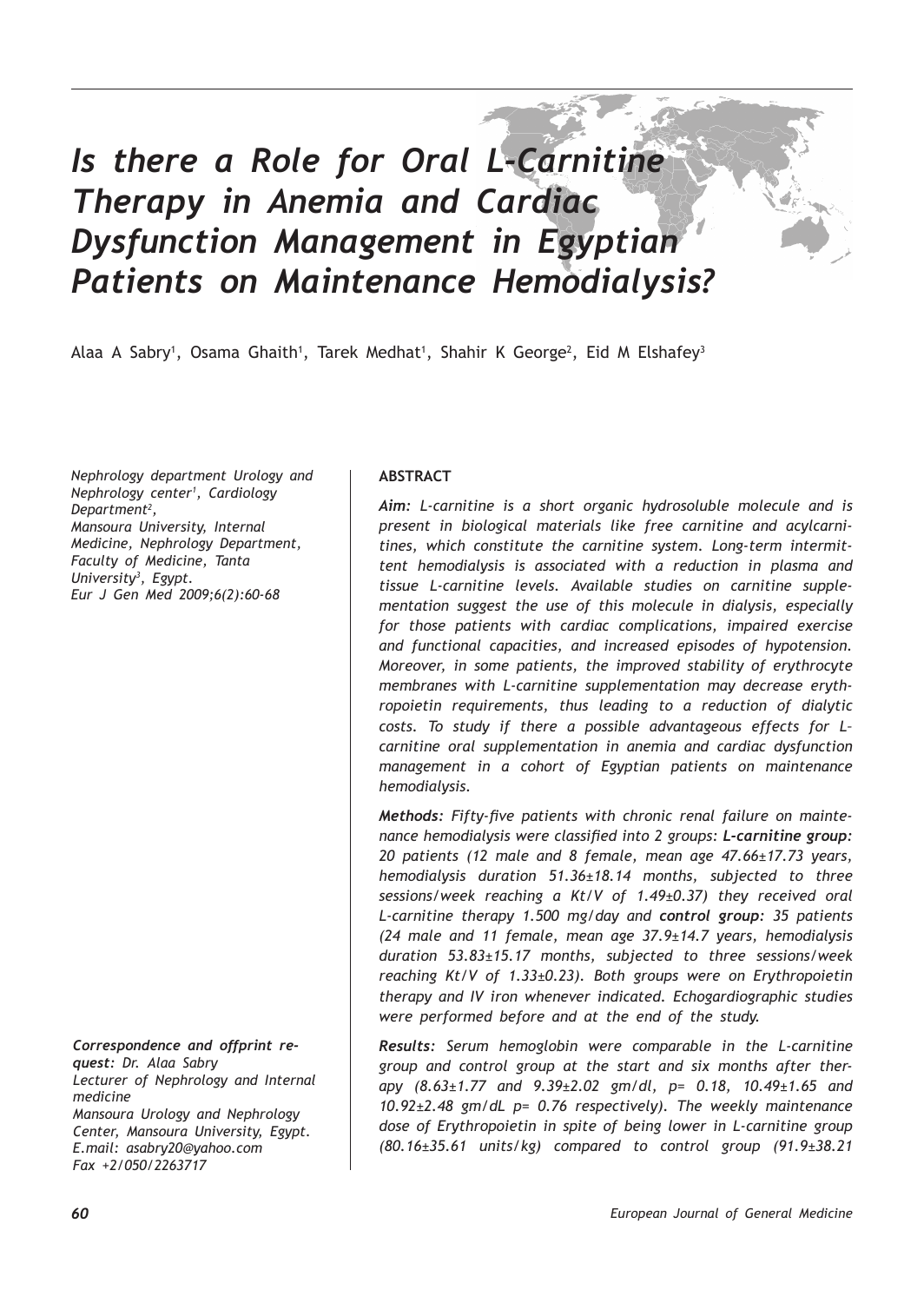# Is there a Role for Oral L-Carnitine Therapy in Anemia and Cardiac Dysfunction Management in Egyptian Patients on Maintenance Hemodialysis?

Alaa A Sabry[1], Osama Ghaith[1], Tarek Medhat[1], Shahir K George[2], Eid M Elshafey[3]

*Nephrology department Urology and Nephrology center[1], Cardiology Department[2], Mansoura University, Internal Medicine, Nephrology Department, Faculty of Medicine, Tanta University[3], Egypt.*
*Eur J Gen Med 2009;6(2):60-68*

***Correspondence and offprint request:*** *Dr. Alaa Sabry*
*Lecturer of Nephrology and Internal medicine*
*Mansoura Urology and Nephrology Center, Mansoura University, Egypt.*
*E.mail: asabry20@yahoo.com*
*Fax +2/050/2263717*

## ABSTRACT

***Aim:*** *L-carnitine is a short organic hydrosoluble molecule and is present in biological materials like free carnitine and acylcarnitines, which constitute the carnitine system. Long-term intermittent hemodialysis is associated with a reduction in plasma and tissue L-carnitine levels. Available studies on carnitine supplementation suggest the use of this molecule in dialysis, especially for those patients with cardiac complications, impaired exercise and functional capacities, and increased episodes of hypotension. Moreover, in some patients, the improved stability of erythrocyte membranes with L-carnitine supplementation may decrease erythropoietin requirements, thus leading to a reduction of dialytic costs. To study if there a possible advantageous effects for L-carnitine oral supplementation in anemia and cardiac dysfunction management in a cohort of Egyptian patients on maintenance hemodialysis.*

***Methods:*** *Fifty-five patients with chronic renal failure on maintenance hemodialysis were classified into 2 groups: **L-carnitine group:** 20 patients (12 male and 8 female, mean age 47.66±17.73 years, hemodialysis duration 51.36±18.14 months, subjected to three sessions/week reaching a Kt/V of 1.49±0.37) they received oral L-carnitine therapy 1.500 mg/day and **control group:** 35 patients (24 male and 11 female, mean age 37.9±14.7 years, hemodialysis duration 53.83±15.17 months, subjected to three sessions/week reaching Kt/V of 1.33±0.23). Both groups were on Erythropoietin therapy and IV iron whenever indicated. Echogardiographic studies were performed before and at the end of the study.*

***Results:*** *Serum hemoglobin were comparable in the L-carnitine group and control group at the start and six months after therapy (8.63±1.77 and 9.39±2.02 gm/dl, p= 0.18, 10.49±1.65 and 10.92±2.48 gm/dL p= 0.76 respectively). The weekly maintenance dose of Erythropoietin in spite of being lower in L-carnitine group (80.16±35.61 units/kg) compared to control group (91.9±38.21*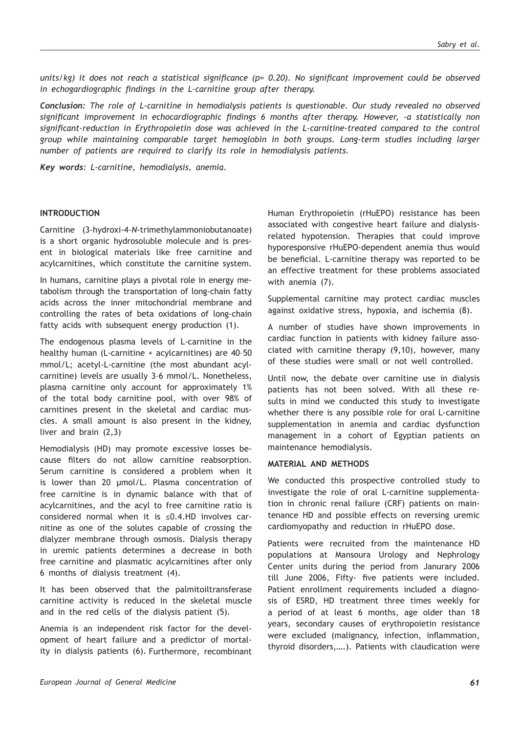*units/kg) it does not reach a statistical significance (p= 0.20). No significant improvement could be observed in echogardiographic findings in the L-carnitine group after therapy.*

***Conclusion:*** *The role of L-carnitine in hemodialysis patients is questionable. Our study revealed no observed significant improvement in echocardiographic findings 6 months after therapy. However, -a statistically non significant-reduction in Erythropoietin dose was achieved in the L-carnitine-treated compared to the control group while maintaining comparable target hemoglobin in both groups. Long-term studies including larger number of patients are required to clarify its role in hemodialysis patients.*

***Key words:*** *L-carnitine, hemodialysis, anemia.*

## INTRODUCTION

Carnitine (3-hydroxi-4-*N*-trimethylammoniobutanoate) is a short organic hydrosoluble molecule and is present in biological materials like free carnitine and acylcarnitines, which constitute the carnitine system.

In humans, carnitine plays a pivotal role in energy metabolism through the transportation of long-chain fatty acids across the inner mitochondrial membrane and controlling the rates of beta oxidations of long-chain fatty acids with subsequent energy production (1).

The endogenous plasma levels of L-carnitine in the healthy human (L-carnitine + acylcarnitines) are 40–50 mmol/L; acetyl-L-carnitine (the most abundant acylcarnitine) levels are usually 3–6 mmol/L. Nonetheless, plasma carnitine only account for approximately 1% of the total body carnitine pool, with over 98% of carnitines present in the skeletal and cardiac muscles. A small amount is also present in the kidney, liver and brain (2,3).

Hemodialysis (HD) may promote excessive losses because filters do not allow carnitine reabsorption. Serum carnitine is considered a problem when it is lower than 20 µmol/L. Plasma concentration of free carnitine is in dynamic balance with that of acylcarnitines, and the acyl to free carnitine ratio is considered normal when it is ≤0.4.HD involves carnitine as one of the solutes capable of crossing the dialyzer membrane through osmosis. Dialysis therapy in uremic patients determines a decrease in both free carnitine and plasmatic acylcarnitines after only 6 months of dialysis treatment (4).

It has been observed that the palmitoiltransferase carnitine activity is reduced in the skeletal muscle and in the red cells of the dialysis patient (5).

Anemia is an independent risk factor for the development of heart failure and a predictor of mortality in dialysis patients (6). Furthermore, recombinant Human Erythropoietin (rHuEPO) resistance has been associated with congestive heart failure and dialysis-related hypotension. Therapies that could improve hyporesponsive rHuEPO-dependent anemia thus would be beneficial. L-carnitine therapy was reported to be an effective treatment for these problems associated with anemia (7).

Supplemental carnitine may protect cardiac muscles against oxidative stress, hypoxia, and ischemia (8).

A number of studies have shown improvements in cardiac function in patients with kidney failure associated with carnitine therapy (9,10), however, many of these studies were small or not well controlled.

Until now, the debate over carnitine use in dialysis patients has not been solved. With all these results in mind we conducted this study to investigate whether there is any possible role for oral L-carnitine supplementation in anemia and cardiac dysfunction management in a cohort of Egyptian patients on maintenance hemodialysis.

## MATERIAL AND METHODS

We conducted this prospective controlled study to investigate the role of oral L-carnitine supplementation in chronic renal failure (CRF) patients on maintenance HD and possible effects on reversing uremic cardiomyopathy and reduction in rHuEPO dose.

Patients were recruited from the maintenance HD populations at Mansoura Urology and Nephrology Center units during the period from Janurary 2006 till June 2006, Fifty- five patients were included. Patient enrollment requirements included a diagnosis of ESRD, HD treatment three times weekly for a period of at least 6 months, age older than 18 years, secondary causes of erythropoietin resistance were excluded (malignancy, infection, inflammation, thyroid disorders,….). Patients with claudication were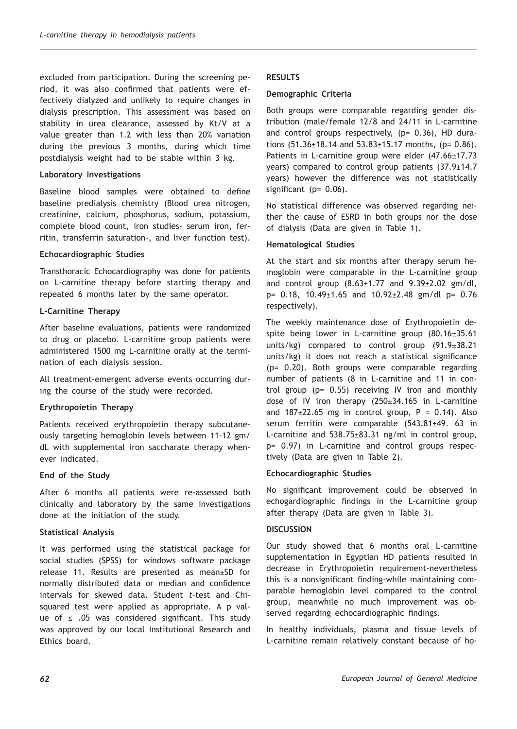excluded from participation. During the screening period, it was also confirmed that patients were effectively dialyzed and unlikely to require changes in dialysis prescription. This assessment was based on stability in urea clearance, assessed by Kt/V at a value greater than 1.2 with less than 20% variation during the previous 3 months, during which time postdialysis weight had to be stable within 3 kg.

### Laboratory Investigations

Baseline blood samples were obtained to define baseline predialysis chemistry (Blood urea nitrogen, creatinine, calcium, phosphorus, sodium, potassium, complete blood count, iron studies- serum iron, ferritin, transferrin saturation-, and liver function test).

### Echocardiographic Studies

Transthoracic Echocardiography was done for patients on L-carnitine therapy before starting therapy and repeated 6 months later by the same operator.

### L-Carnitine Therapy

After baseline evaluations, patients were randomized to drug or placebo. L-carnitine group patients were administered 1500 mg L-carnitine orally at the termination of each dialysis session.

All treatment-emergent adverse events occurring during the course of the study were recorded.

### Erythropoietin Therapy

Patients received erythropoietin therapy subcutaneously targeting hemoglobin levels between 11-12 gm/dL with supplemental iron saccharate therapy whenever indicated.

### End of the Study

After 6 months all patients were re-assessed both clinically and laboratory by the same investigations done at the initiation of the study.

### Statistical Analysis

It was performed using the statistical package for social studies (SPSS) for windows software package release 11. Results are presented as mean±SD for normally distributed data or median and confidence intervals for skewed data. Student *t*-test and Chi-squared test were applied as appropriate. A p value of ≤ .05 was considered significant. This study was approved by our local Institutional Research and Ethics board.

## RESULTS

### Demographic Criteria

Both groups were comparable regarding gender distribution (male/female 12/8 and 24/11 in L-carnitine and control groups respectively, (p= 0.36), HD durations (51.36±18.14 and 53.83±15.17 months, (p= 0.86). Patients in L-carnitine group were elder (47.66±17.73 years) compared to control group patients (37.9±14.7 years) however the difference was not statistically significant (p= 0.06).

No statistical difference was observed regarding neither the cause of ESRD in both groups nor the dose of dialysis (Data are given in Table 1).

### Hematological Studies

At the start and six months after therapy serum hemoglobin were comparable in the L-carnitine group and control group (8.63±1.77 and 9.39±2.02 gm/dl, p= 0.18, 10.49±1.65 and 10.92±2.48 gm/dl p= 0.76 respectively).

The weekly maintenance dose of Erythropoietin despite being lower in L-carnitine group (80.16±35.61 units/kg) compared to control group (91.9±38.21 units/kg) it does not reach a statistical significance (p= 0.20). Both groups were comparable regarding number of patients (8 in L-carnitine and 11 in control group (p= 0.55) receiving IV iron and monthly dose of IV iron therapy (250±34.165 in L-carnitine and 187±22.65 mg in control group, P = 0.14). Also serum ferritin were comparable (543.81±49. 63 in L-carnitine and 538.75±83.31 ng/ml in control group, p= 0.97) in L-carnitine and control groups respectively (Data are given in Table 2).

### Echocardiographic Studies

No significant improvement could be observed in echogardiographic findings in the L-carnitine group after therapy (Data are given in Table 3).

## DISCUSSION

Our study showed that 6 months oral L-carnitine supplementation in Egyptian HD patients resulted in decrease in Erythropoietin requirement-nevertheless this is a nonsignificant finding-while maintaining comparable hemoglobin level compared to the control group, meanwhile no much improvement was observed regarding echocardiographic findings.

In healthy individuals, plasma and tissue levels of L-carnitine remain relatively constant because of ho-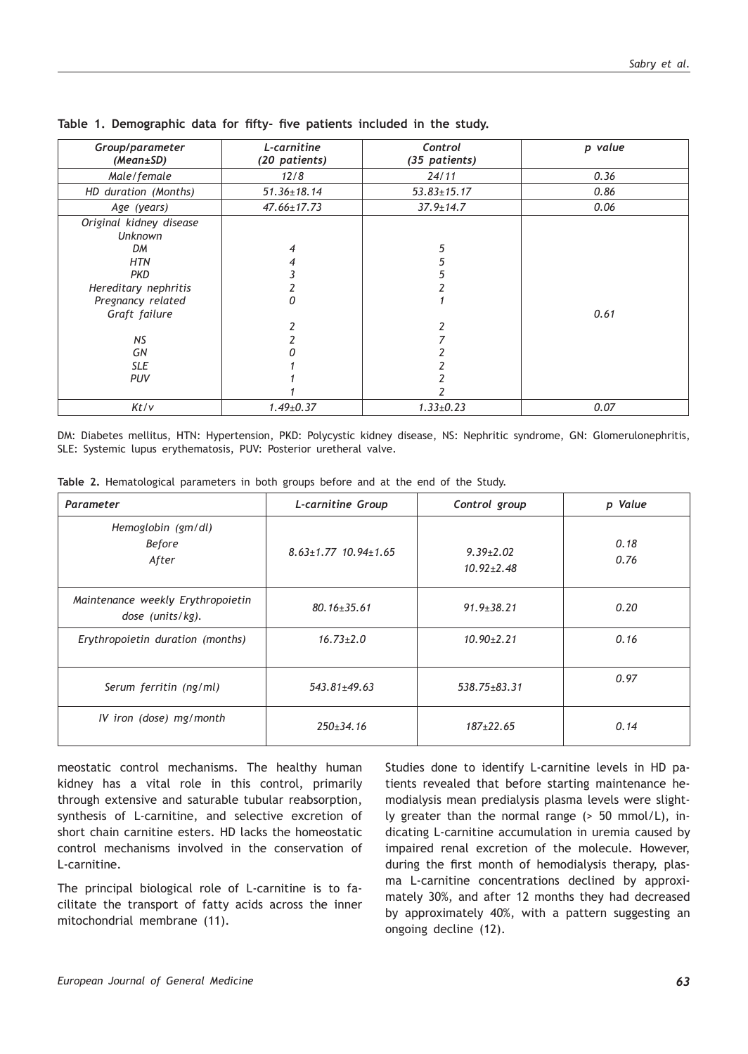**Table 1. Demographic data for fifty- five patients included in the study.**

| Group/parameter (Mean±SD) | L-carnitine (20 patients) | Control (35 patients) | p value |
|---|---|---|---|
| Male/female | 12/8 | 24/11 | 0.36 |
| HD duration (Months) | 51.36±18.14 | 53.83±15.17 | 0.86 |
| Age (years) | 47.66±17.73 | 37.9±14.7 | 0.06 |
| Original kidney disease<br>Unknown<br>DM<br>HTN<br>PKD<br>Hereditary nephritis<br>Pregnancy related<br>Graft failure<br><br>NS<br>GN<br>SLE<br>PUV | <br><br>4<br>4<br>3<br>2<br>0<br><br>2<br>2<br>0<br>1<br>1<br>1 | <br><br>5<br>5<br>5<br>2<br>1<br><br>2<br>7<br>2<br>2<br>2<br>2 | 0.61 |
| Kt/v | 1.49±0.37 | 1.33±0.23 | 0.07 |

DM: Diabetes mellitus, HTN: Hypertension, PKD: Polycystic kidney disease, NS: Nephritic syndrome, GN: Glomerulonephritis, SLE: Systemic lupus erythematosis, PUV: Posterior uretheral valve.

**Table 2.** Hematological parameters in both groups before and at the end of the Study.

| Parameter | L-carnitine Group | Control group | p Value |
|---|---|---|---|
| Hemoglobin (gm/dl)<br>Before<br>After | 8.63±1.77 10.94±1.65 | 9.39±2.02<br>10.92±2.48 | 0.18<br>0.76 |
| Maintenance weekly Erythropoietin dose (units/kg). | 80.16±35.61 | 91.9±38.21 | 0.20 |
| Erythropoietin duration (months) | 16.73±2.0 | 10.90±2.21 | 0.16 |
| Serum ferritin (ng/ml) | 543.81±49.63 | 538.75±83.31 | 0.97 |
| IV iron (dose) mg/month | 250±34.16 | 187±22.65 | 0.14 |

meostatic control mechanisms. The healthy human kidney has a vital role in this control, primarily through extensive and saturable tubular reabsorption, synthesis of L-carnitine, and selective excretion of short chain carnitine esters. HD lacks the homeostatic control mechanisms involved in the conservation of L-carnitine.

The principal biological role of L-carnitine is to facilitate the transport of fatty acids across the inner mitochondrial membrane (11).

Studies done to identify L-carnitine levels in HD patients revealed that before starting maintenance hemodialysis mean predialysis plasma levels were slightly greater than the normal range (> 50 mmol/L), indicating L-carnitine accumulation in uremia caused by impaired renal excretion of the molecule. However, during the first month of hemodialysis therapy, plasma L-carnitine concentrations declined by approximately 30%, and after 12 months they had decreased by approximately 40%, with a pattern suggesting an ongoing decline (12).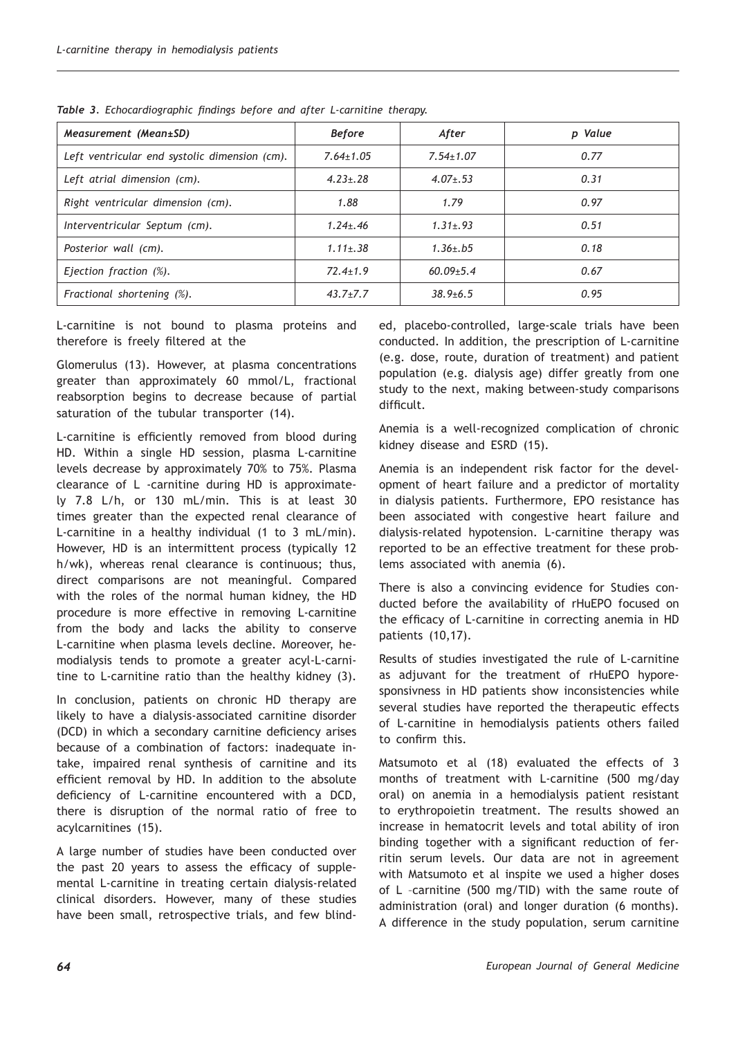*Table 3. Echocardiographic findings before and after L-carnitine therapy.*

| Measurement (Mean±SD) | Before | After | p Value |
|---|---|---|---|
| Left ventricular end systolic dimension (cm). | 7.64±1.05 | 7.54±1.07 | 0.77 |
| Left atrial dimension (cm). | 4.23±.28 | 4.07±.53 | 0.31 |
| Right ventricular dimension (cm). | 1.88 | 1.79 | 0.97 |
| Interventricular Septum (cm). | 1.24±.46 | 1.31±.93 | 0.51 |
| Posterior wall (cm). | 1.11±.38 | 1.36±.b5 | 0.18 |
| Ejection fraction (%). | 72.4±1.9 | 60.09±5.4 | 0.67 |
| Fractional shortening (%). | 43.7±7.7 | 38.9±6.5 | 0.95 |

L-carnitine is not bound to plasma proteins and therefore is freely filtered at the

Glomerulus (13). However, at plasma concentrations greater than approximately 60 mmol/L, fractional reabsorption begins to decrease because of partial saturation of the tubular transporter (14).

L-carnitine is efficiently removed from blood during HD. Within a single HD session, plasma L-carnitine levels decrease by approximately 70% to 75%. Plasma clearance of L -carnitine during HD is approximately 7.8 L/h, or 130 mL/min. This is at least 30 times greater than the expected renal clearance of L-carnitine in a healthy individual (1 to 3 mL/min). However, HD is an intermittent process (typically 12 h/wk), whereas renal clearance is continuous; thus, direct comparisons are not meaningful. Compared with the roles of the normal human kidney, the HD procedure is more effective in removing L-carnitine from the body and lacks the ability to conserve L-carnitine when plasma levels decline. Moreover, hemodialysis tends to promote a greater acyl-L-carnitine to L-carnitine ratio than the healthy kidney (3).

In conclusion, patients on chronic HD therapy are likely to have a dialysis-associated carnitine disorder (DCD) in which a secondary carnitine deficiency arises because of a combination of factors: inadequate intake, impaired renal synthesis of carnitine and its efficient removal by HD. In addition to the absolute deficiency of L-carnitine encountered with a DCD, there is disruption of the normal ratio of free to acylcarnitines (15).

A large number of studies have been conducted over the past 20 years to assess the efficacy of supplemental L-carnitine in treating certain dialysis-related clinical disorders. However, many of these studies have been small, retrospective trials, and few blinded, placebo-controlled, large-scale trials have been conducted. In addition, the prescription of L-carnitine (e.g. dose, route, duration of treatment) and patient population (e.g. dialysis age) differ greatly from one study to the next, making between-study comparisons difficult.

Anemia is a well-recognized complication of chronic kidney disease and ESRD (15).

Anemia is an independent risk factor for the development of heart failure and a predictor of mortality in dialysis patients. Furthermore, EPO resistance has been associated with congestive heart failure and dialysis-related hypotension. L-carnitine therapy was reported to be an effective treatment for these problems associated with anemia (6).

There is also a convincing evidence for Studies conducted before the availability of rHuEPO focused on the efficacy of L-carnitine in correcting anemia in HD patients (10,17).

Results of studies investigated the rule of L-carnitine as adjuvant for the treatment of rHuEPO hyporesponsivness in HD patients show inconsistencies while several studies have reported the therapeutic effects of L-carnitine in hemodialysis patients others failed to confirm this.

Matsumoto et al (18) evaluated the effects of 3 months of treatment with L-carnitine (500 mg/day oral) on anemia in a hemodialysis patient resistant to erythropoietin treatment. The results showed an increase in hematocrit levels and total ability of iron binding together with a significant reduction of ferritin serum levels. Our data are not in agreement with Matsumoto et al inspite we used a higher doses of L –carnitine (500 mg/TID) with the same route of administration (oral) and longer duration (6 months). A difference in the study population, serum carnitine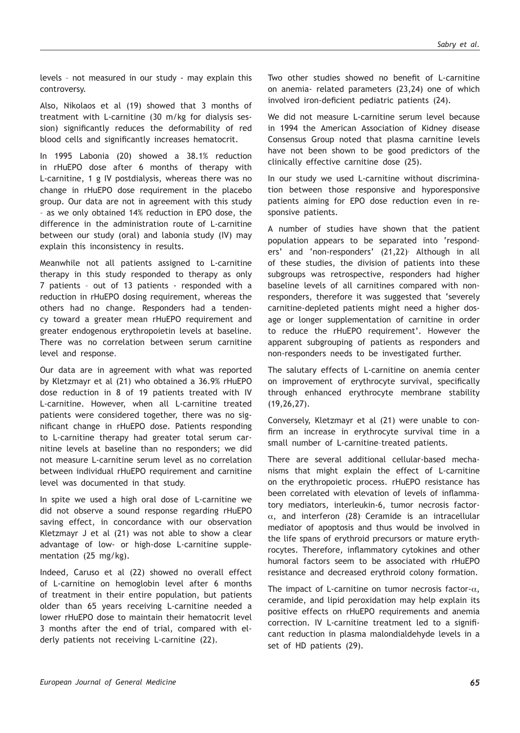levels – not measured in our study - may explain this controversy.

Also, Nikolaos et al (19) showed that 3 months of treatment with L-carnitine (30 m/kg for dialysis session) significantly reduces the deformability of red blood cells and significantly increases hematocrit.

In 1995 Labonia (20) showed a 38.1% reduction in rHuEPO dose after 6 months of therapy with L-carnitine, 1 g IV postdialysis, whereas there was no change in rHuEPO dose requirement in the placebo group. Our data are not in agreement with this study – as we only obtained 14% reduction in EPO dose, the difference in the administration route of L-carnitine between our study (oral) and labonia study (IV) may explain this inconsistency in results.

Meanwhile not all patients assigned to L-carnitine therapy in this study responded to therapy as only 7 patients – out of 13 patients - responded with a reduction in rHuEPO dosing requirement, whereas the others had no change. Responders had a tendency toward a greater mean rHuEPO requirement and greater endogenous erythropoietin levels at baseline. There was no correlation between serum carnitine level and response.

Our data are in agreement with what was reported by Kletzmayr et al (21) who obtained a 36.9% rHuEPO dose reduction in 8 of 19 patients treated with IV L-carnitine. However, when all L-carnitine treated patients were considered together, there was no significant change in rHuEPO dose. Patients responding to L-carnitine therapy had greater total serum carnitine levels at baseline than no responders; we did not measure L-carnitine serum level as no correlation between individual rHuEPO requirement and carnitine level was documented in that study.

In spite we used a high oral dose of L-carnitine we did not observe a sound response regarding rHuEPO saving effect, in concordance with our observation Kletzmayr J et al (21) was not able to show a clear advantage of low- or high-dose L-carnitine supplementation (25 mg/kg).

Indeed, Caruso et al (22) showed no overall effect of L-carnitine on hemoglobin level after 6 months of treatment in their entire population, but patients older than 65 years receiving L-carnitine needed a lower rHuEPO dose to maintain their hematocrit level 3 months after the end of trial, compared with elderly patients not receiving L-carnitine (22).

Two other studies showed no benefit of L-carnitine on anemia- related parameters (23,24) one of which involved iron-deficient pediatric patients (24).

We did not measure L-carnitine serum level because in 1994 the American Association of Kidney disease Consensus Group noted that plasma carnitine levels have not been shown to be good predictors of the clinically effective carnitine dose (25).

In our study we used L-carnitine without discrimination between those responsive and hyporesponsive patients aiming for EPO dose reduction even in responsive patients.

A number of studies have shown that the patient population appears to be separated into 'responders' and 'non-responders' (21,22). Although in all of these studies, the division of patients into these subgroups was retrospective, responders had higher baseline levels of all carnitines compared with nonresponders, therefore it was suggested that 'severely carnitine-depleted patients might need a higher dosage or longer supplementation of carnitine in order to reduce the rHuEPO requirement'. However the apparent subgrouping of patients as responders and non-responders needs to be investigated further.

The salutary effects of L-carnitine on anemia center on improvement of erythrocyte survival, specifically through enhanced erythrocyte membrane stability (19,26,27).

Conversely, Kletzmayr et al (21) were unable to confirm an increase in erythrocyte survival time in a small number of L-carnitine–treated patients.

There are several additional cellular-based mechanisms that might explain the effect of L-carnitine on the erythropoietic process. rHuEPO resistance has been correlated with elevation of levels of inflammatory mediators, interleukin-6, tumor necrosis factor-$\alpha$, and interferon (28). Ceramide is an intracellular mediator of apoptosis and thus would be involved in the life spans of erythroid precursors or mature erythrocytes. Therefore, inflammatory cytokines and other humoral factors seem to be associated with rHuEPO resistance and decreased erythroid colony formation.

The impact of L-carnitine on tumor necrosis factor-$\alpha$, ceramide, and lipid peroxidation may help explain its positive effects on rHuEPO requirements and anemia correction. IV L-carnitine treatment led to a significant reduction in plasma malondialdehyde levels in a set of HD patients (29).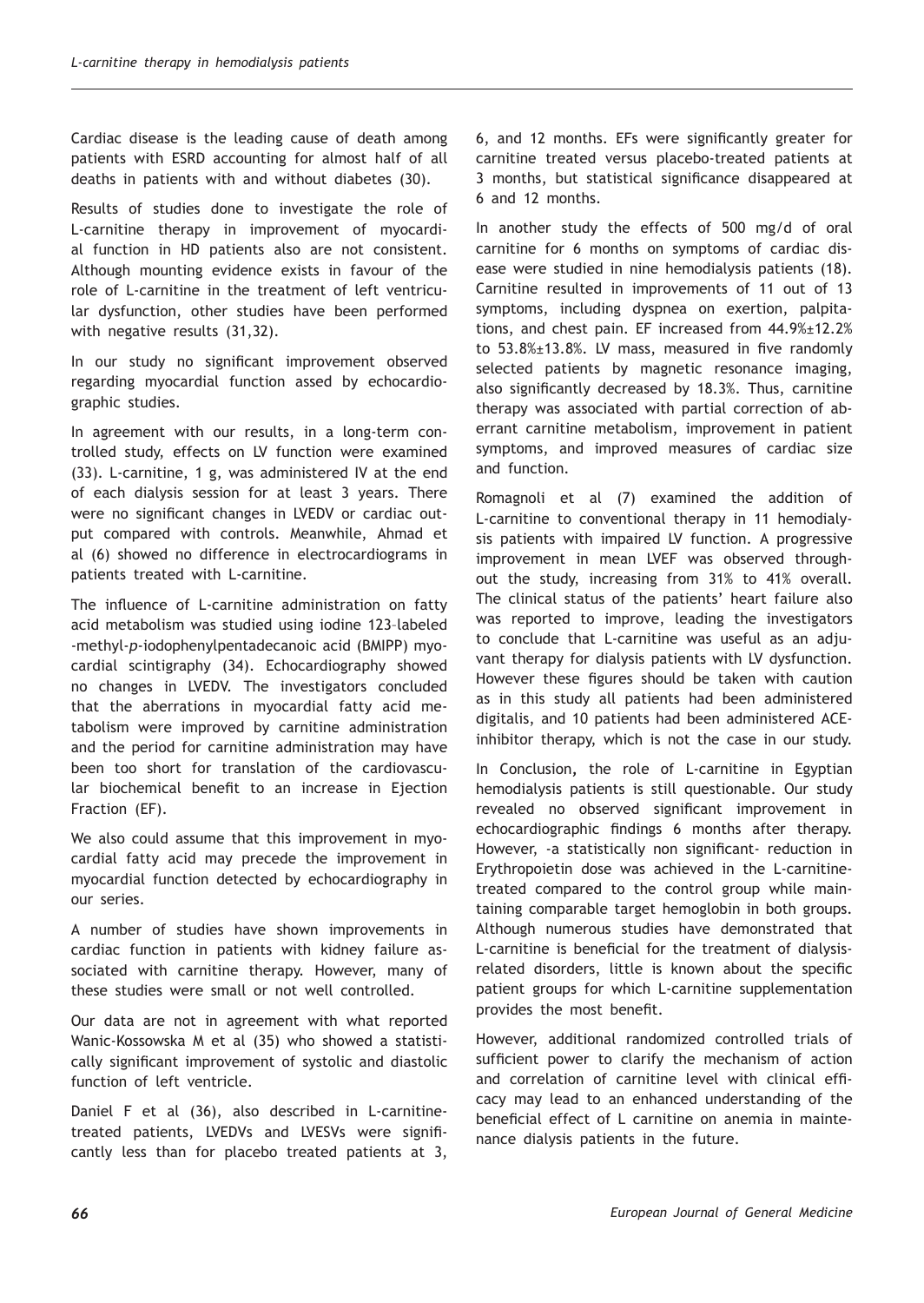Cardiac disease is the leading cause of death among patients with ESRD accounting for almost half of all deaths in patients with and without diabetes (30).

Results of studies done to investigate the role of L-carnitine therapy in improvement of myocardial function in HD patients also are not consistent. Although mounting evidence exists in favour of the role of L-carnitine in the treatment of left ventricular dysfunction, other studies have been performed with negative results (31,32).

In our study no significant improvement observed regarding myocardial function assed by echocardiographic studies.

In agreement with our results, in a long-term controlled study, effects on LV function were examined (33). L-carnitine, 1 g, was administered IV at the end of each dialysis session for at least 3 years. There were no significant changes in LVEDV or cardiac output compared with controls. Meanwhile, Ahmad et al (6) showed no difference in electrocardiograms in patients treated with L-carnitine.

The influence of L-carnitine administration on fatty acid metabolism was studied using iodine 123–labeled -methyl-*p*-iodophenylpentadecanoic acid (BMIPP) myocardial scintigraphy (34). Echocardiography showed no changes in LVEDV. The investigators concluded that the aberrations in myocardial fatty acid metabolism were improved by carnitine administration and the period for carnitine administration may have been too short for translation of the cardiovascular biochemical benefit to an increase in Ejection Fraction (EF).

We also could assume that this improvement in myocardial fatty acid may precede the improvement in myocardial function detected by echocardiography in our series.

A number of studies have shown improvements in cardiac function in patients with kidney failure associated with carnitine therapy. However, many of these studies were small or not well controlled.

Our data are not in agreement with what reported Wanic-Kossowska M et al (35) who showed a statistically significant improvement of systolic and diastolic function of left ventricle.

Daniel F et al (36), also described in L-carnitine-treated patients, LVEDVs and LVESVs were significantly less than for placebo treated patients at 3, 6, and 12 months. EFs were significantly greater for carnitine treated versus placebo-treated patients at 3 months, but statistical significance disappeared at 6 and 12 months.

In another study the effects of 500 mg/d of oral carnitine for 6 months on symptoms of cardiac disease were studied in nine hemodialysis patients (18). Carnitine resulted in improvements of 11 out of 13 symptoms, including dyspnea on exertion, palpitations, and chest pain. EF increased from 44.9%±12.2% to 53.8%±13.8%. LV mass, measured in five randomly selected patients by magnetic resonance imaging, also significantly decreased by 18.3%. Thus, carnitine therapy was associated with partial correction of aberrant carnitine metabolism, improvement in patient symptoms, and improved measures of cardiac size and function.

Romagnoli et al (7) examined the addition of L-carnitine to conventional therapy in 11 hemodialysis patients with impaired LV function. A progressive improvement in mean LVEF was observed throughout the study, increasing from 31% to 41% overall. The clinical status of the patients' heart failure also was reported to improve, leading the investigators to conclude that L-carnitine was useful as an adjuvant therapy for dialysis patients with LV dysfunction. However these figures should be taken with caution as in this study all patients had been administered digitalis, and 10 patients had been administered ACE-inhibitor therapy, which is not the case in our study.

In Conclusion, the role of L-carnitine in Egyptian hemodialysis patients is still questionable. Our study revealed no observed significant improvement in echocardiographic findings 6 months after therapy. However, -a statistically non significant- reduction in Erythropoietin dose was achieved in the L-carnitine-treated compared to the control group while maintaining comparable target hemoglobin in both groups. Although numerous studies have demonstrated that L-carnitine is beneficial for the treatment of dialysis-related disorders, little is known about the specific patient groups for which L-carnitine supplementation provides the most benefit.

However, additional randomized controlled trials of sufficient power to clarify the mechanism of action and correlation of carnitine level with clinical efficacy may lead to an enhanced understanding of the beneficial effect of L carnitine on anemia in maintenance dialysis patients in the future.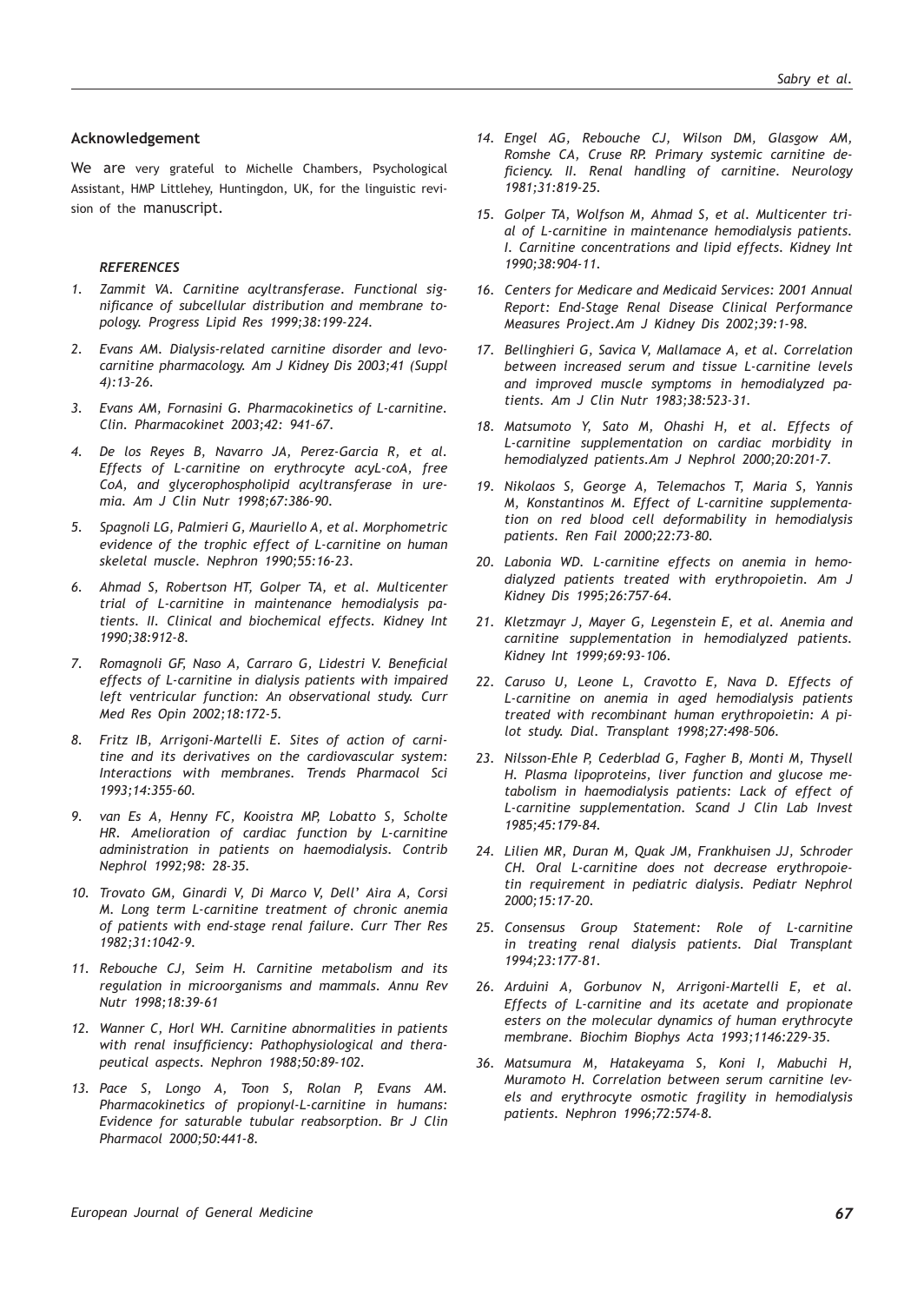## Acknowledgement

We are very grateful to Michelle Chambers, Psychological Assistant, HMP Littlehey, Huntingdon, UK, for the linguistic revision of the manuscript.

### *REFERENCES*

1. *Zammit VA. Carnitine acyltransferase. Functional significance of subcellular distribution and membrane topology. Progress Lipid Res 1999;38:199-224.*
2. *Evans AM. Dialysis-related carnitine disorder and levocarnitine pharmacology. Am J Kidney Dis 2003;41 (Suppl 4):13-26.*
3. *Evans AM, Fornasini G. Pharmacokinetics of L-carnitine. Clin. Pharmacokinet 2003;42: 941-67.*
4. *De los Reyes B, Navarro JA, Perez-Garcia R, et al. Effects of L-carnitine on erythrocyte acyL-coA, free CoA, and glycerophospholipid acyltransferase in uremia. Am J Clin Nutr 1998;67:386-90.*
5. *Spagnoli LG, Palmieri G, Mauriello A, et al. Morphometric evidence of the trophic effect of L-carnitine on human skeletal muscle. Nephron 1990;55:16-23.*
6. *Ahmad S, Robertson HT, Golper TA, et al. Multicenter trial of L-carnitine in maintenance hemodialysis patients. II. Clinical and biochemical effects. Kidney Int 1990;38:912-8.*
7. *Romagnoli GF, Naso A, Carraro G, Lidestri V. Beneficial effects of L-carnitine in dialysis patients with impaired left ventricular function: An observational study. Curr Med Res Opin 2002;18:172-5.*
8. *Fritz IB, Arrigoni-Martelli E. Sites of action of carnitine and its derivatives on the cardiovascular system: Interactions with membranes. Trends Pharmacol Sci 1993;14:355-60.*
9. *van Es A, Henny FC, Kooistra MP, Lobatto S, Scholte HR. Amelioration of cardiac function by L-carnitine administration in patients on haemodialysis. Contrib Nephrol 1992;98: 28-35.*
10. *Trovato GM, Ginardi V, Di Marco V, Dell' Aira A, Corsi M. Long term L-carnitine treatment of chronic anemia of patients with end-stage renal failure. Curr Ther Res 1982;31:1042-9.*
11. *Rebouche CJ, Seim H. Carnitine metabolism and its regulation in microorganisms and mammals. Annu Rev Nutr 1998;18:39-61*
12. *Wanner C, Horl WH. Carnitine abnormalities in patients with renal insufficiency: Pathophysiological and therapeutical aspects. Nephron 1988;50:89-102.*
13. *Pace S, Longo A, Toon S, Rolan P, Evans AM. Pharmacokinetics of propionyl-L-carnitine in humans: Evidence for saturable tubular reabsorption. Br J Clin Pharmacol 2000;50:441-8.*
14. *Engel AG, Rebouche CJ, Wilson DM, Glasgow AM, Romshe CA, Cruse RP. Primary systemic carnitine deficiency. II. Renal handling of carnitine. Neurology 1981;31:819-25.*
15. *Golper TA, Wolfson M, Ahmad S, et al. Multicenter trial of L-carnitine in maintenance hemodialysis patients. I. Carnitine concentrations and lipid effects. Kidney Int 1990;38:904-11.*
16. *Centers for Medicare and Medicaid Services: 2001 Annual Report: End-Stage Renal Disease Clinical Performance Measures Project.Am J Kidney Dis 2002;39:1-98.*
17. *Bellinghieri G, Savica V, Mallamace A, et al. Correlation between increased serum and tissue L-carnitine levels and improved muscle symptoms in hemodialyzed patients. Am J Clin Nutr 1983;38:523-31.*
18. *Matsumoto Y, Sato M, Ohashi H, et al. Effects of L-carnitine supplementation on cardiac morbidity in hemodialyzed patients.Am J Nephrol 2000;20:201-7.*
19. *Nikolaos S, George A, Telemachos T, Maria S, Yannis M, Konstantinos M. Effect of L-carnitine supplementation on red blood cell deformability in hemodialysis patients. Ren Fail 2000;22:73-80.*
20. *Labonia WD. L-carnitine effects on anemia in hemodialyzed patients treated with erythropoietin. Am J Kidney Dis 1995;26:757-64.*
21. *Kletzmayr J, Mayer G, Legenstein E, et al. Anemia and carnitine supplementation in hemodialyzed patients. Kidney Int 1999;69:93-106.*
22. *Caruso U, Leone L, Cravotto E, Nava D. Effects of L-carnitine on anemia in aged hemodialysis patients treated with recombinant human erythropoietin: A pilot study. Dial. Transplant 1998;27:498-506.*
23. *Nilsson-Ehle P, Cederblad G, Fagher B, Monti M, Thysell H. Plasma lipoproteins, liver function and glucose metabolism in haemodialysis patients: Lack of effect of L-carnitine supplementation. Scand J Clin Lab Invest 1985;45:179-84.*
24. *Lilien MR, Duran M, Quak JM, Frankhuisen JJ, Schroder CH. Oral L-carnitine does not decrease erythropoietin requirement in pediatric dialysis. Pediatr Nephrol 2000;15:17-20.*
25. *Consensus Group Statement: Role of L-carnitine in treating renal dialysis patients. Dial Transplant 1994;23:177-81.*
26. *Arduini A, Gorbunov N, Arrigoni-Martelli E, et al. Effects of L-carnitine and its acetate and propionate esters on the molecular dynamics of human erythrocyte membrane. Biochim Biophys Acta 1993;1146:229-35.*
36. *Matsumura M, Hatakeyama S, Koni I, Mabuchi H, Muramoto H. Correlation between serum carnitine levels and erythrocyte osmotic fragility in hemodialysis patients. Nephron 1996;72:574-8.*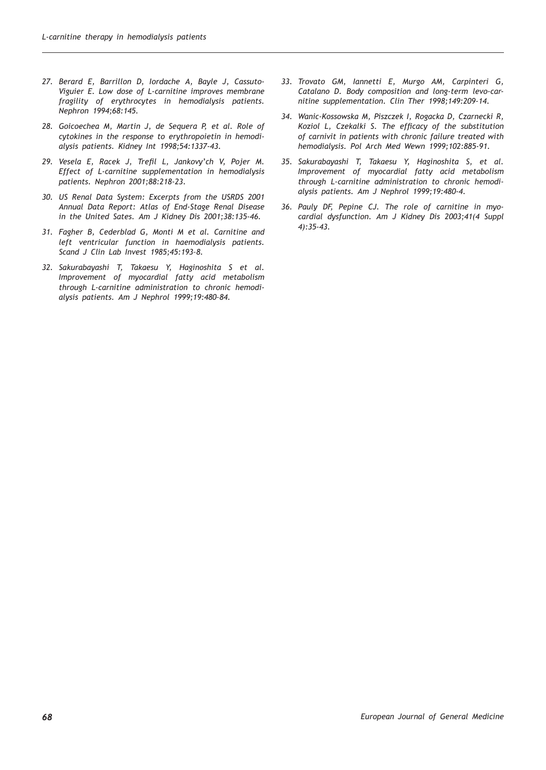27. *Berard E, Barrillon D, Iordache A, Bayle J, Cassuto-Viguier E. Low dose of L-carnitine improves membrane fragility of erythrocytes in hemodialysis patients. Nephron 1994;68:145.*

28. *Goicoechea M, Martin J, de Sequera P, et al. Role of cytokines in the response to erythropoietin in hemodialysis patients. Kidney Int 1998;54:1337-43.*

29. *Vesela E, Racek J, Trefil L, Jankovy'ch V, Pojer M. Effect of L-carnitine supplementation in hemodialysis patients. Nephron 2001;88:218-23.*

30. *US Renal Data System: Excerpts from the USRDS 2001 Annual Data Report: Atlas of End-Stage Renal Disease in the United Sates. Am J Kidney Dis 2001;38:135-46.*

31. *Fagher B, Cederblad G, Monti M et al. Carnitine and left ventricular function in haemodialysis patients. Scand J Clin Lab Invest 1985;45:193–8.*

32. *Sakurabayashi T, Takaesu Y, Haginoshita S et al. Improvement of myocardial fatty acid metabolism through L-carnitine administration to chronic hemodialysis patients. Am J Nephrol 1999;19:480–84.*

33. *Trovato GM, Iannetti E, Murgo AM, Carpinteri G, Catalano D. Body composition and long-term levo-carnitine supplementation. Clin Ther 1998;149:209-14.*

34. *Wanic-Kossowska M, Piszczek I, Rogacka D, Czarnecki R, Koziol L, Czekalki S. The efficacy of the substitution of carnivit in patients with chronic failure treated with hemodialysis. Pol Arch Med Wewn 1999;102:885-91.*

35. *Sakurabayashi T, Takaesu Y, Haginoshita S, et al. Improvement of myocardial fatty acid metabolism through L-carnitine administration to chronic hemodialysis patients. Am J Nephrol 1999;19:480-4.*

36. *Pauly DF, Pepine CJ. The role of carnitine in myocardial dysfunction. Am J Kidney Dis 2003;41(4 Suppl 4):35-43.*